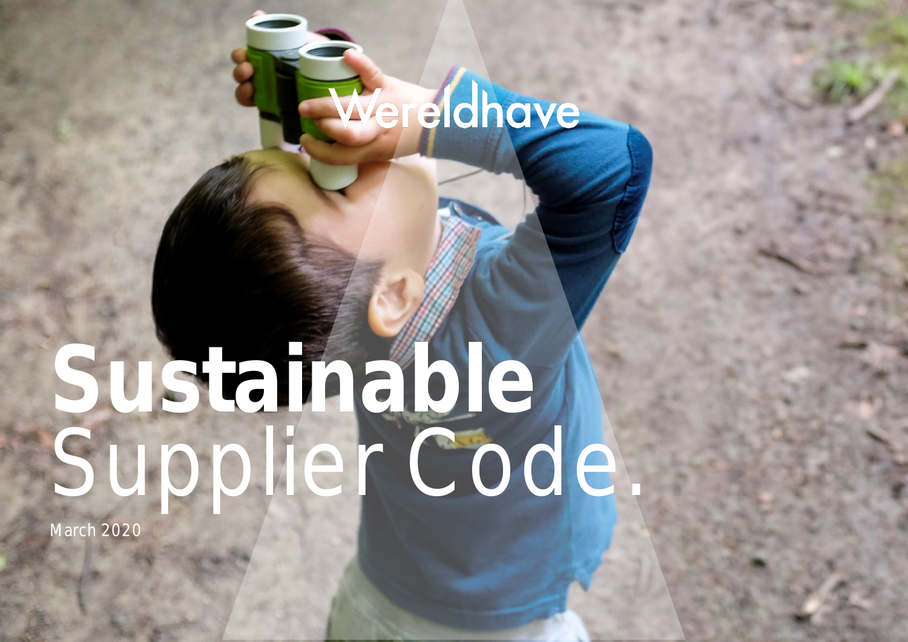Wereldhave

# **Sustainable** Supplier Code.

March 2020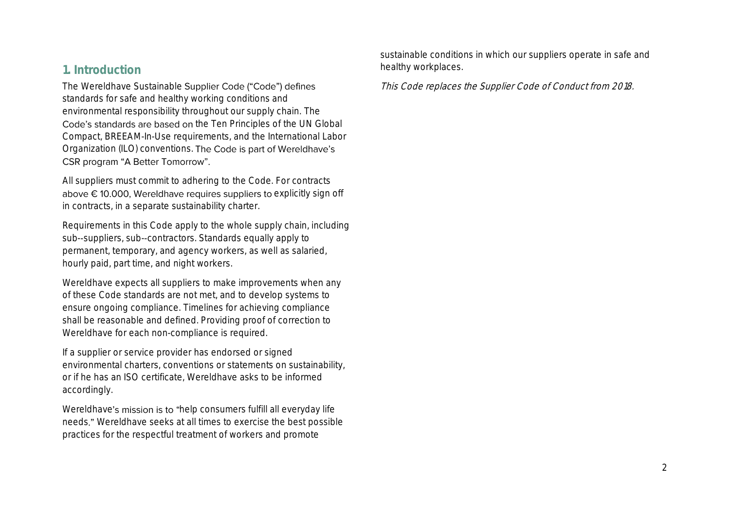## 1. Introduction

The Wereldhave Sustainable Supplier Code ("Code") defines standards for safe and healthy working conditions and environmental responsibility throughout our supply chain. The Code's standards are based on the Ten Principles of the UN Global Compact, BREEAM-In-Use requirements, and the International Labor Organization (ILO) conventions. The Code is part of Wereldhave's CSR program "A Better Tomorrow".

All suppliers must commit to adhering to the Code. For contracts above € 10.000, Wereldhave requires suppliers to explicitly sign off in contracts, in a separate sustainability charter.

Requirements in this Code apply to the whole supply chain, including sub--suppliers, sub--contractors. Standards equally apply to permanent, temporary, and agency workers, as well as salaried, hourly paid, part time, and night workers.

Wereldhave expects all suppliers to make improvements when any of these Code standards are not met, and to develop systems to ensure ongoing compliance. Timelines for achieving compliance shall be reasonable and defined. Providing proof of correction to Wereldhave for each non-compliance is required.

If a supplier or service provider has endorsed or signed environmental charters, conventions or statements on sustainability, or if he has an ISO certificate, Wereldhave asks to be informed accordingly.

Wereldhave's mission is to "help consumers fulfill all everyday life needs." Wereldhave seeks at all times to exercise the best possible practices for the respectful treatment of workers and promote sustainable conditions in which our suppliers operate in safe and healthy workplaces.

*This Code replaces the Supplier Code of Conduct from 2018.*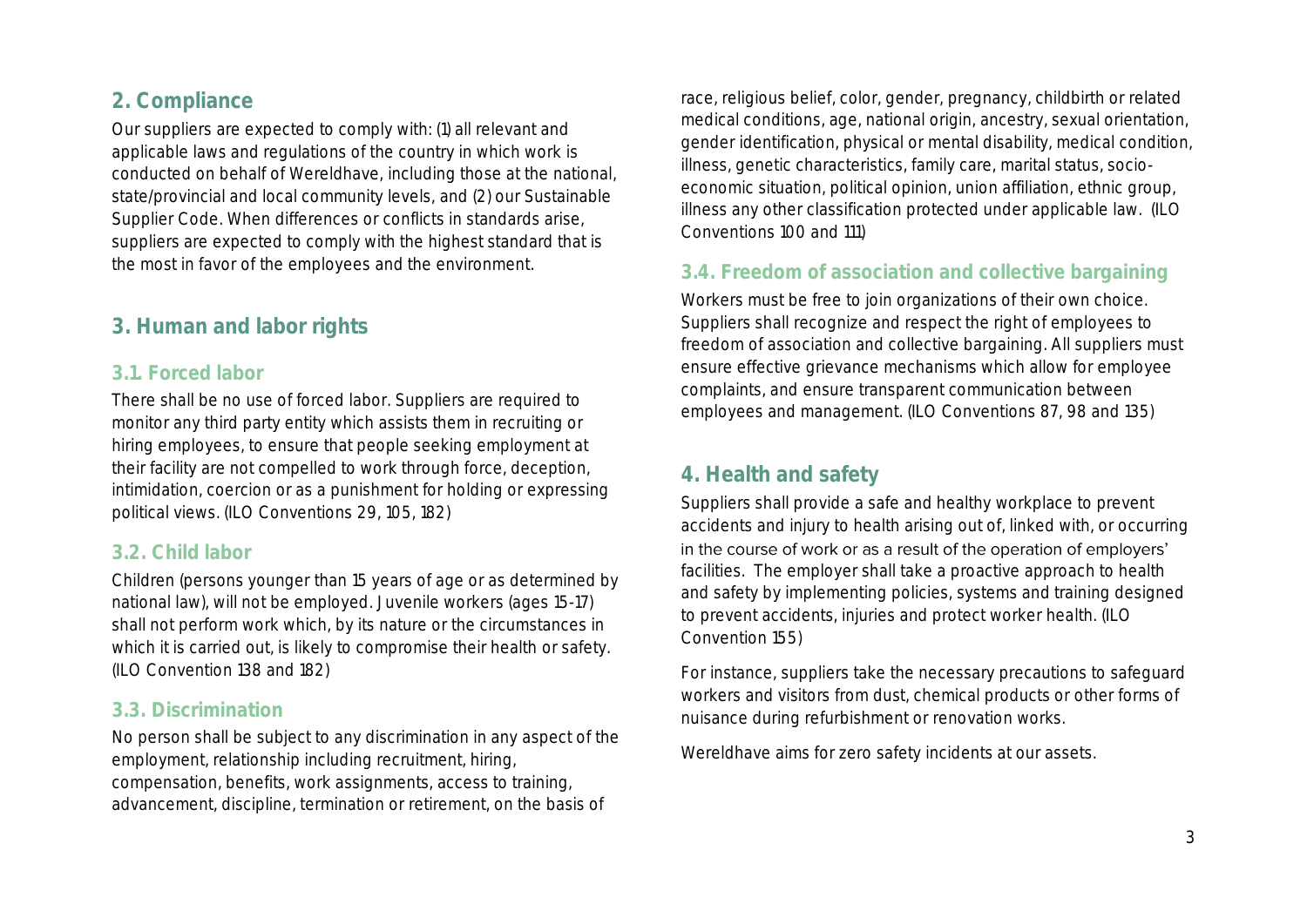## 2. Compliance

Our suppliers are expected to comply with: (1) all relevant and applicable laws and regulations of the country in which work is conducted on behalf of Wereldhave, including those at the national, state/provincial and local community levels, and (2) our Sustainable Supplier Code. When differences or conflicts in standards arise, suppliers are expected to comply with the highest standard that is the most in favor of the employees and the environment.

## 3. Human and labor rights

### 3.1. Forced labor

There shall be no use of forced labor. Suppliers are required to monitor any third party entity which assists them in recruiting or hiring employees, to ensure that people seeking employment at their facility are not compelled to work through force, deception, intimidation, coercion or as a punishment for holding or expressing political views. (ILO Conventions 29, 105, 182)

### 3.2. Child labor

Children (persons younger than 15 years of age or as determined by national law), will not be employed. Juvenile workers (ages 15-17) shall not perform work which, by its nature or the circumstances in which it is carried out, is likely to compromise their health or safety. (ILO Convention 138 and 182)

### 3.3. Discrimination

No person shall be subject to any discrimination in any aspect of the employment, relationship including recruitment, hiring, compensation, benefits, work assignments, access to training, advancement, discipline, termination or retirement, on the basis of race, religious belief, color, gender, pregnancy, childbirth or related medical conditions, age, national origin, ancestry, sexual orientation, gender identification, physical or mental disability, medical condition, illness, genetic characteristics, family care, marital status, socio-economic situation, political opinion, union affiliation, ethnic group, illness any other classification protected under applicable law. (ILO Conventions 100 and 111)

### 3.4. Freedom of association and collective bargaining

Workers must be free to join organizations of their own choice. Suppliers shall recognize and respect the right of employees to freedom of association and collective bargaining. All suppliers must ensure effective grievance mechanisms which allow for employee complaints, and ensure transparent communication between employees and management. (ILO Conventions 87, 98 and 135)

## 4. Health and safety

Suppliers shall provide a safe and healthy workplace to prevent accidents and injury to health arising out of, linked with, or occurring in the course of work or as a result of the operation of employers' facilities. The employer shall take a proactive approach to health and safety by implementing policies, systems and training designed to prevent accidents, injuries and protect worker health. (ILO Convention 155)

For instance, suppliers take the necessary precautions to safeguard workers and visitors from dust, chemical products or other forms of nuisance during refurbishment or renovation works.

Wereldhave aims for zero safety incidents at our assets.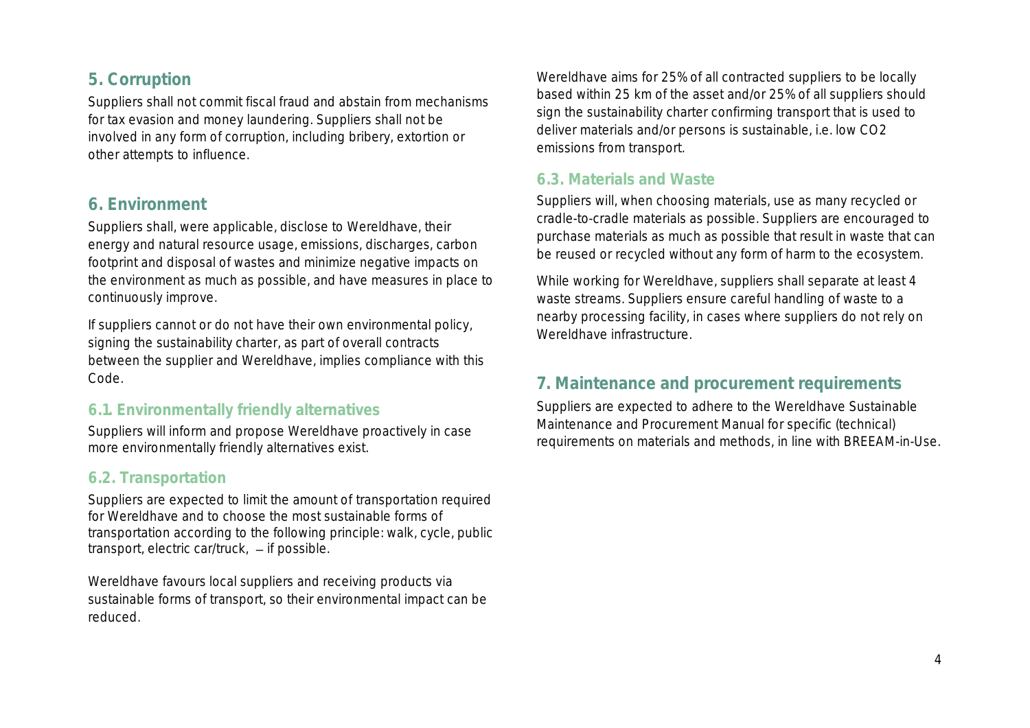## 5. Corruption

Suppliers shall not commit fiscal fraud and abstain from mechanisms for tax evasion and money laundering. Suppliers shall not be involved in any form of corruption, including bribery, extortion or other attempts to influence.

## 6. Environment

Suppliers shall, were applicable, disclose to Wereldhave, their energy and natural resource usage, emissions, discharges, carbon footprint and disposal of wastes and minimize negative impacts on the environment as much as possible, and have measures in place to continuously improve.

If suppliers cannot or do not have their own environmental policy, signing the sustainability charter, as part of overall contracts between the supplier and Wereldhave, implies compliance with this Code.

### 6.1. Environmentally friendly alternatives

Suppliers will inform and propose Wereldhave proactively in case more environmentally friendly alternatives exist.

### 6.2. Transportation

Suppliers are expected to limit the amount of transportation required for Wereldhave and to choose the most sustainable forms of transportation according to the following principle: walk, cycle, public transport, electric car/truck, – if possible.

Wereldhave favours local suppliers and receiving products via sustainable forms of transport, so their environmental impact can be reduced.

Wereldhave aims for 25% of all contracted suppliers to be locally based within 25 km of the asset and/or 25% of all suppliers should sign the sustainability charter confirming transport that is used to deliver materials and/or persons is sustainable, i.e. low $CO_2$ emissions from transport.

### 6.3. Materials and Waste

Suppliers will, when choosing materials, use as many recycled or cradle-to-cradle materials as possible. Suppliers are encouraged to purchase materials as much as possible that result in waste that can be reused or recycled without any form of harm to the ecosystem.

While working for Wereldhave, suppliers shall separate at least 4 waste streams. Suppliers ensure careful handling of waste to a nearby processing facility, in cases where suppliers do not rely on Wereldhave infrastructure.

## 7. Maintenance and procurement requirements

Suppliers are expected to adhere to the Wereldhave Sustainable Maintenance and Procurement Manual for specific (technical) requirements on materials and methods, in line with BREEAM-in-Use.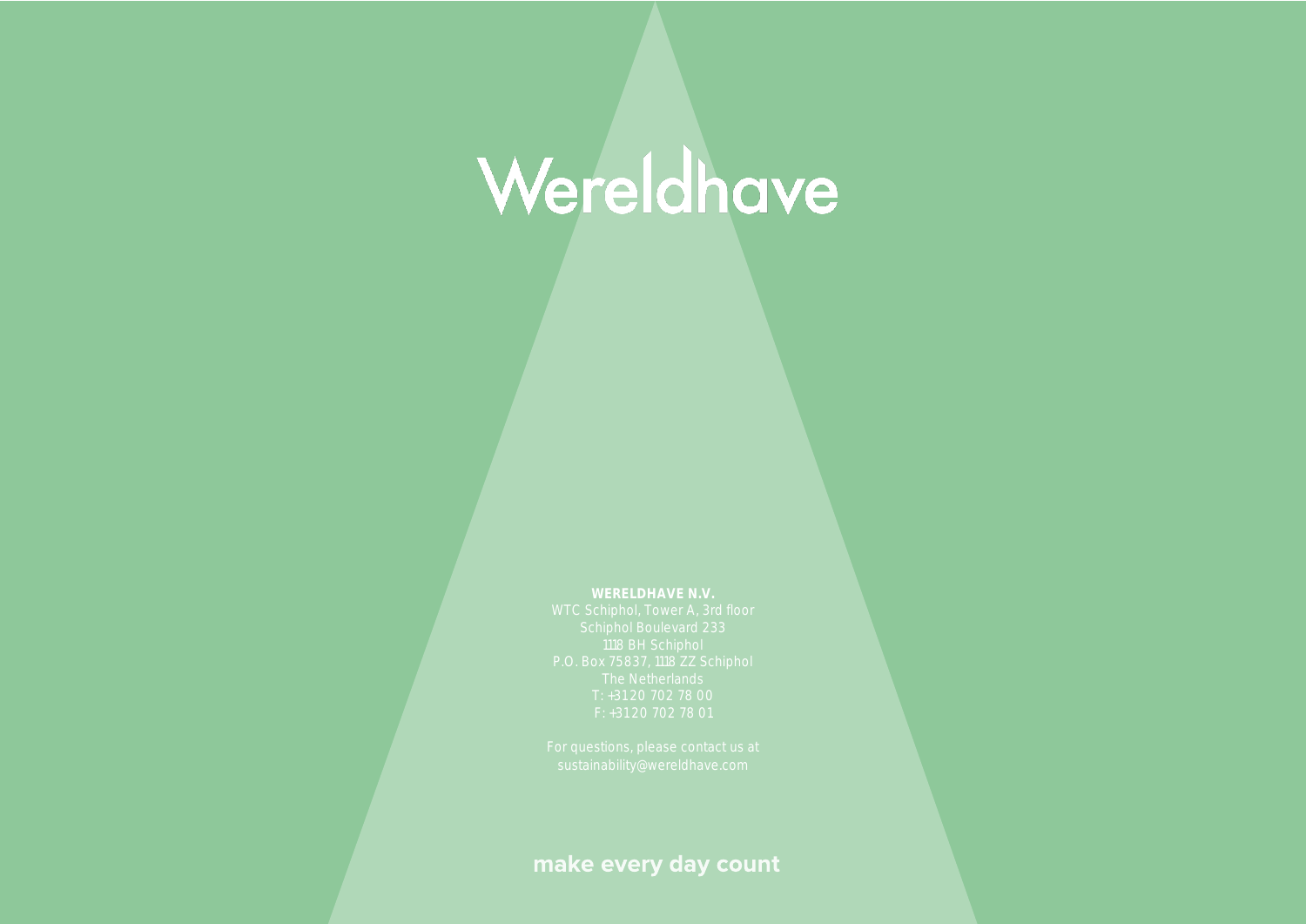# Wereldhave

**WERELDHAVE N.V.**
WTC Schiphol, Tower A, 3rd floor
Schiphol Boulevard 233
1118 BH Schiphol
P.O. Box 75837, 1118 ZZ Schiphol
The Netherlands
T: +3120 702 78 00
F: +3120 702 78 01

For questions, please contact us at
sustainability@wereldhave.com

**make every day count**